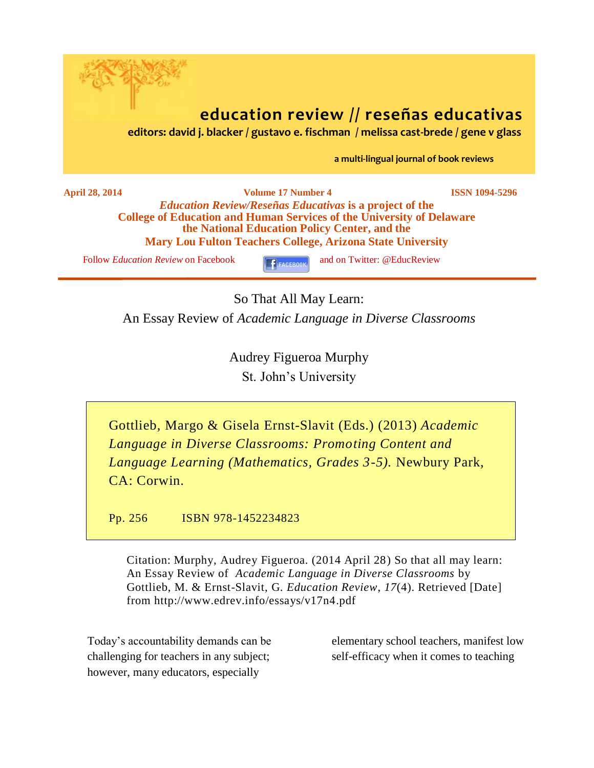# education review // reseñas educativas

**editors: david j. blacker / gustavo e. fischman / melissa cast-brede / gene v glass**

**a multi-lingual journal of book reviews**

**April 28, 2014** **Volume 17 Number 4** **ISSN 1094-5296**

***Education Review/Reseñas Educativas* is a project of the College of Education and Human Services of the University of Delaware the National Education Policy Center, and the Mary Lou Fulton Teachers College, Arizona State University**

Follow *Education Review* on Facebook and on Twitter: @EducReview

## So That All May Learn: An Essay Review of *Academic Language in Diverse Classrooms*

Audrey Figueroa Murphy
St. John's University

Gottlieb, Margo & Gisela Ernst-Slavit (Eds.) (2013) *Academic Language in Diverse Classrooms: Promoting Content and Language Learning (Mathematics, Grades 3-5).* Newbury Park, CA: Corwin.

Pp. 256 ISBN 978-1452234823

Citation: Murphy, Audrey Figueroa. (2014 April 28) So that all may learn: An Essay Review of *Academic Language in Diverse Classrooms* by Gottlieb, M. & Ernst-Slavit, G. *Education Review*, *17*(4). Retrieved [Date] from http://www.edrev.info/essays/v17n4.pdf

Today's accountability demands can be challenging for teachers in any subject; however, many educators, especially elementary school teachers, manifest low self-efficacy when it comes to teaching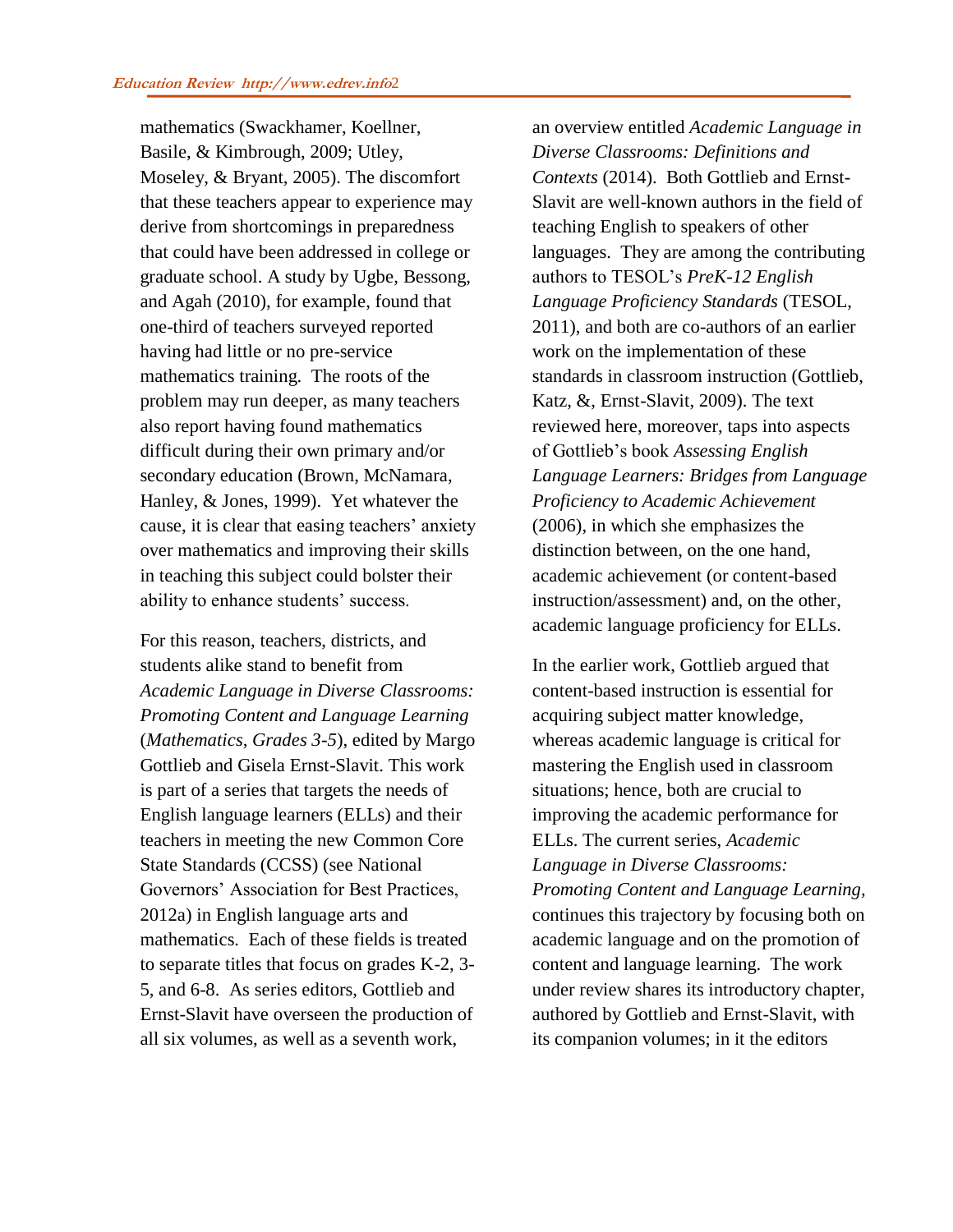mathematics (Swackhamer, Koellner, Basile, & Kimbrough, 2009; Utley, Moseley, & Bryant, 2005). The discomfort that these teachers appear to experience may derive from shortcomings in preparedness that could have been addressed in college or graduate school. A study by Ugbe, Bessong, and Agah (2010), for example, found that one-third of teachers surveyed reported having had little or no pre-service mathematics training. The roots of the problem may run deeper, as many teachers also report having found mathematics difficult during their own primary and/or secondary education (Brown, McNamara, Hanley, & Jones, 1999). Yet whatever the cause, it is clear that easing teachers' anxiety over mathematics and improving their skills in teaching this subject could bolster their ability to enhance students' success.

For this reason, teachers, districts, and students alike stand to benefit from *Academic Language in Diverse Classrooms: Promoting Content and Language Learning* (*Mathematics, Grades 3-5*), edited by Margo Gottlieb and Gisela Ernst-Slavit. This work is part of a series that targets the needs of English language learners (ELLs) and their teachers in meeting the new Common Core State Standards (CCSS) (see National Governors' Association for Best Practices, 2012a) in English language arts and mathematics. Each of these fields is treated to separate titles that focus on grades K-2, 3-5, and 6-8. As series editors, Gottlieb and Ernst-Slavit have overseen the production of all six volumes, as well as a seventh work, an overview entitled *Academic Language in Diverse Classrooms: Definitions and Contexts* (2014). Both Gottlieb and Ernst-Slavit are well-known authors in the field of teaching English to speakers of other languages. They are among the contributing authors to TESOL's *PreK-12 English Language Proficiency Standards* (TESOL, 2011), and both are co-authors of an earlier work on the implementation of these standards in classroom instruction (Gottlieb, Katz, &, Ernst-Slavit, 2009). The text reviewed here, moreover, taps into aspects of Gottlieb's book *Assessing English Language Learners: Bridges from Language Proficiency to Academic Achievement* (2006), in which she emphasizes the distinction between, on the one hand, academic achievement (or content-based instruction/assessment) and, on the other, academic language proficiency for ELLs.

In the earlier work, Gottlieb argued that content-based instruction is essential for acquiring subject matter knowledge, whereas academic language is critical for mastering the English used in classroom situations; hence, both are crucial to improving the academic performance for ELLs. The current series, *Academic Language in Diverse Classrooms: Promoting Content and Language Learning*, continues this trajectory by focusing both on academic language and on the promotion of content and language learning. The work under review shares its introductory chapter, authored by Gottlieb and Ernst-Slavit, with its companion volumes; in it the editors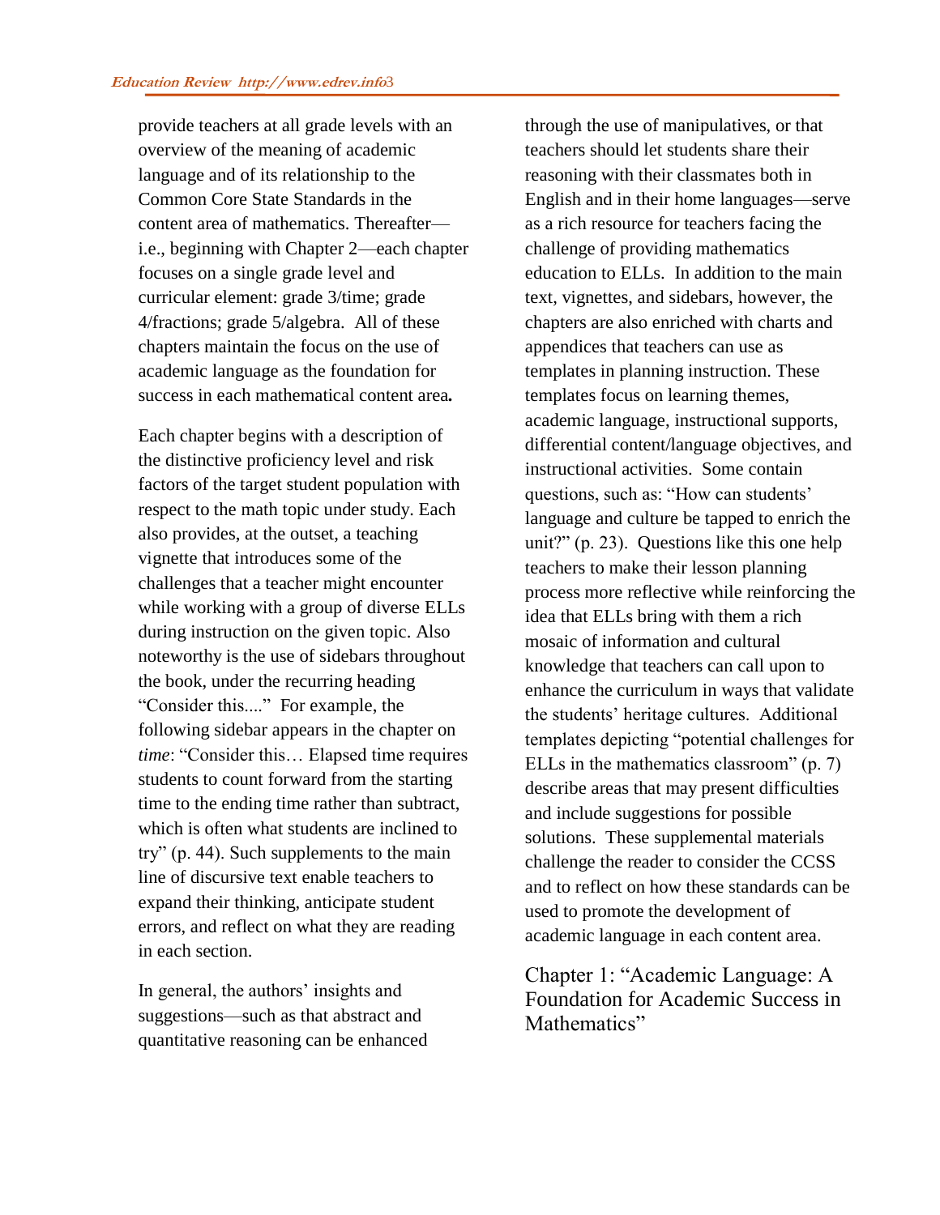provide teachers at all grade levels with an overview of the meaning of academic language and of its relationship to the Common Core State Standards in the content area of mathematics. Thereafter—i.e., beginning with Chapter 2—each chapter focuses on a single grade level and curricular element: grade 3/time; grade 4/fractions; grade 5/algebra. All of these chapters maintain the focus on the use of academic language as the foundation for success in each mathematical content area**.**

Each chapter begins with a description of the distinctive proficiency level and risk factors of the target student population with respect to the math topic under study. Each also provides, at the outset, a teaching vignette that introduces some of the challenges that a teacher might encounter while working with a group of diverse ELLs during instruction on the given topic. Also noteworthy is the use of sidebars throughout the book, under the recurring heading "Consider this...." For example, the following sidebar appears in the chapter on *time*: "Consider this… Elapsed time requires students to count forward from the starting time to the ending time rather than subtract, which is often what students are inclined to try" (p. 44). Such supplements to the main line of discursive text enable teachers to expand their thinking, anticipate student errors, and reflect on what they are reading in each section.

In general, the authors' insights and suggestions—such as that abstract and quantitative reasoning can be enhanced through the use of manipulatives, or that teachers should let students share their reasoning with their classmates both in English and in their home languages—serve as a rich resource for teachers facing the challenge of providing mathematics education to ELLs. In addition to the main text, vignettes, and sidebars, however, the chapters are also enriched with charts and appendices that teachers can use as templates in planning instruction. These templates focus on learning themes, academic language, instructional supports, differential content/language objectives, and instructional activities. Some contain questions, such as: "How can students' language and culture be tapped to enrich the unit?" (p. 23). Questions like this one help teachers to make their lesson planning process more reflective while reinforcing the idea that ELLs bring with them a rich mosaic of information and cultural knowledge that teachers can call upon to enhance the curriculum in ways that validate the students' heritage cultures. Additional templates depicting "potential challenges for ELLs in the mathematics classroom" (p. 7) describe areas that may present difficulties and include suggestions for possible solutions. These supplemental materials challenge the reader to consider the CCSS and to reflect on how these standards can be used to promote the development of academic language in each content area.

## Chapter 1: "Academic Language: A Foundation for Academic Success in Mathematics"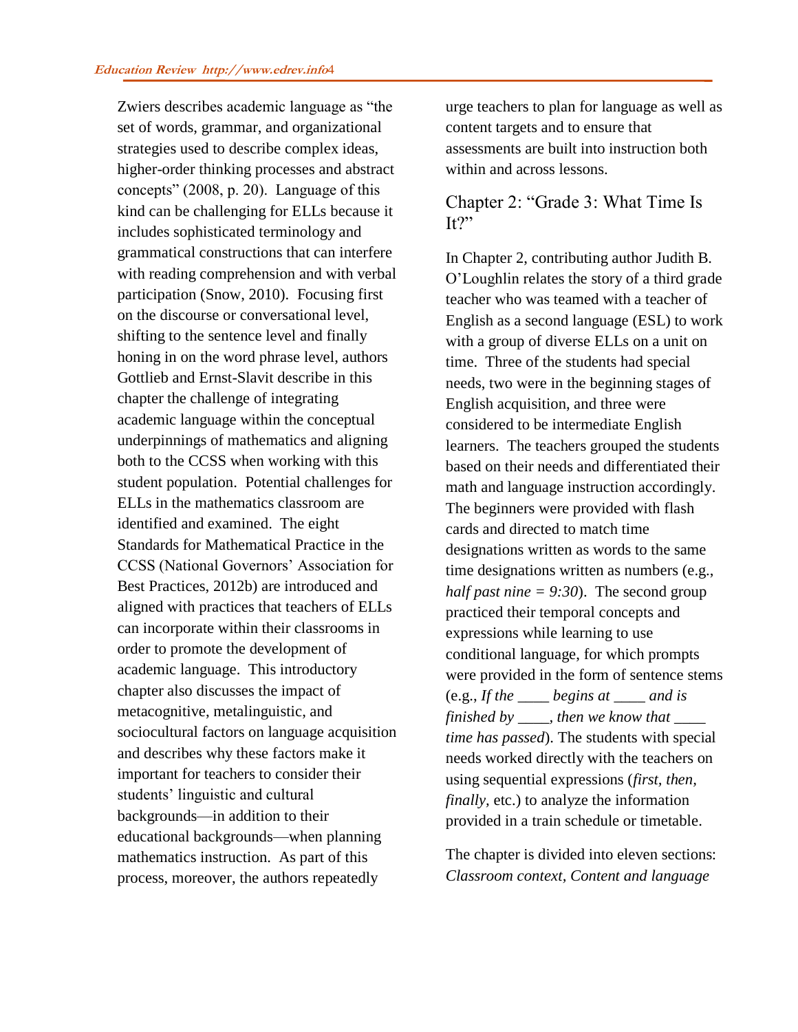Zwiers describes academic language as "the set of words, grammar, and organizational strategies used to describe complex ideas, higher-order thinking processes and abstract concepts" (2008, p. 20). Language of this kind can be challenging for ELLs because it includes sophisticated terminology and grammatical constructions that can interfere with reading comprehension and with verbal participation (Snow, 2010). Focusing first on the discourse or conversational level, shifting to the sentence level and finally honing in on the word phrase level, authors Gottlieb and Ernst-Slavit describe in this chapter the challenge of integrating academic language within the conceptual underpinnings of mathematics and aligning both to the CCSS when working with this student population. Potential challenges for ELLs in the mathematics classroom are identified and examined. The eight Standards for Mathematical Practice in the CCSS (National Governors' Association for Best Practices, 2012b) are introduced and aligned with practices that teachers of ELLs can incorporate within their classrooms in order to promote the development of academic language. This introductory chapter also discusses the impact of metacognitive, metalinguistic, and sociocultural factors on language acquisition and describes why these factors make it important for teachers to consider their students' linguistic and cultural backgrounds—in addition to their educational backgrounds—when planning mathematics instruction. As part of this process, moreover, the authors repeatedly urge teachers to plan for language as well as content targets and to ensure that assessments are built into instruction both within and across lessons.

## Chapter 2: "Grade 3: What Time Is It?"

In Chapter 2, contributing author Judith B. O'Loughlin relates the story of a third grade teacher who was teamed with a teacher of English as a second language (ESL) to work with a group of diverse ELLs on a unit on time. Three of the students had special needs, two were in the beginning stages of English acquisition, and three were considered to be intermediate English learners. The teachers grouped the students based on their needs and differentiated their math and language instruction accordingly. The beginners were provided with flash cards and directed to match time designations written as words to the same time designations written as numbers (e.g., *half past nine = 9:30*). The second group practiced their temporal concepts and expressions while learning to use conditional language, for which prompts were provided in the form of sentence stems (e.g., *If the ____ begins at ____ and is finished by ____, then we know that ____ time has passed*). The students with special needs worked directly with the teachers on using sequential expressions (*first, then, finally*, etc.) to analyze the information provided in a train schedule or timetable.

The chapter is divided into eleven sections: *Classroom context*, *Content and language*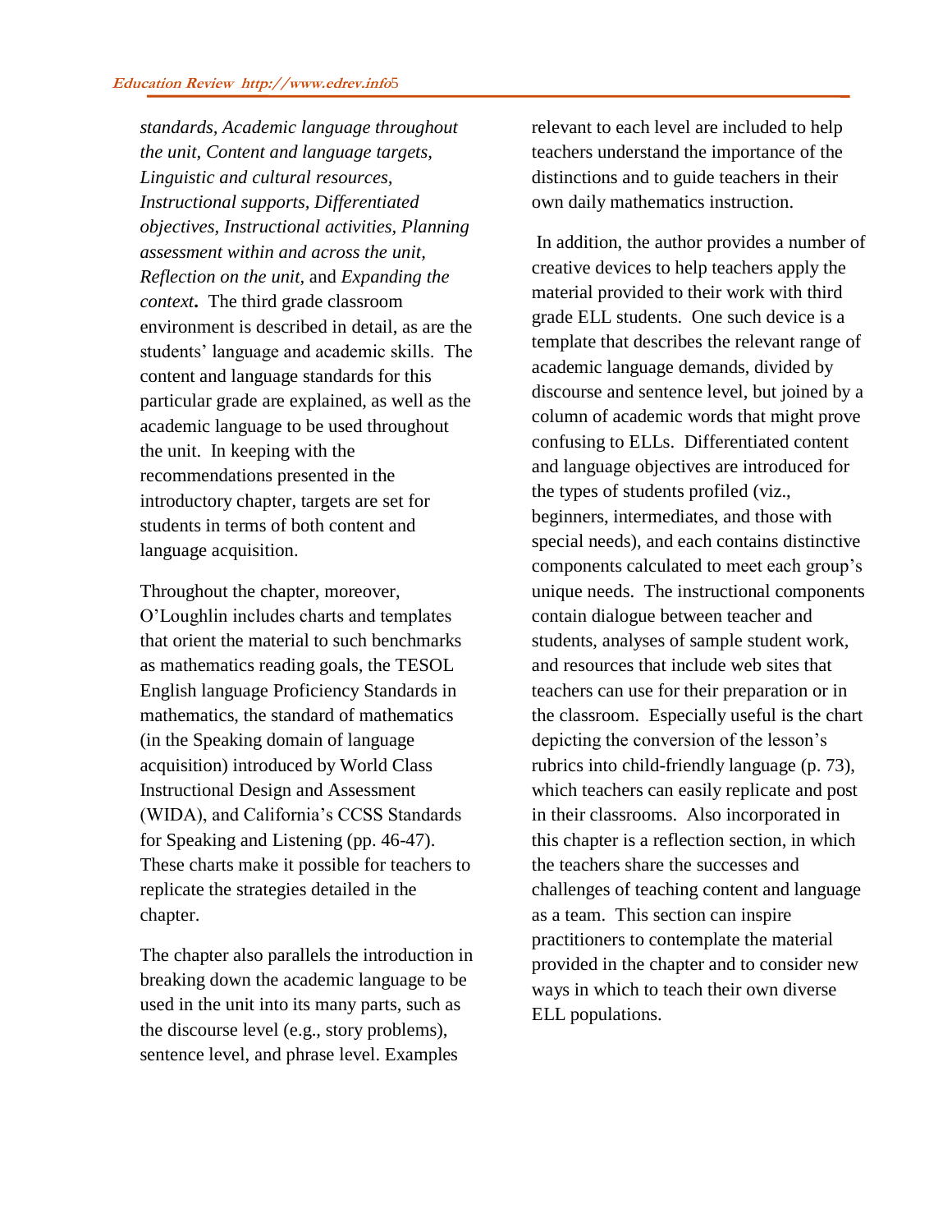*standards, Academic language throughout the unit, Content and language targets, Linguistic and cultural resources, Instructional supports, Differentiated objectives, Instructional activities, Planning assessment within and across the unit, Reflection on the unit,* and *Expanding the context***.** The third grade classroom environment is described in detail, as are the students' language and academic skills. The content and language standards for this particular grade are explained, as well as the academic language to be used throughout the unit. In keeping with the recommendations presented in the introductory chapter, targets are set for students in terms of both content and language acquisition.

Throughout the chapter, moreover, O'Loughlin includes charts and templates that orient the material to such benchmarks as mathematics reading goals, the TESOL English language Proficiency Standards in mathematics, the standard of mathematics (in the Speaking domain of language acquisition) introduced by World Class Instructional Design and Assessment (WIDA), and California's CCSS Standards for Speaking and Listening (pp. 46-47). These charts make it possible for teachers to replicate the strategies detailed in the chapter.

The chapter also parallels the introduction in breaking down the academic language to be used in the unit into its many parts, such as the discourse level (e.g., story problems), sentence level, and phrase level. Examples relevant to each level are included to help teachers understand the importance of the distinctions and to guide teachers in their own daily mathematics instruction.

In addition, the author provides a number of creative devices to help teachers apply the material provided to their work with third grade ELL students. One such device is a template that describes the relevant range of academic language demands, divided by discourse and sentence level, but joined by a column of academic words that might prove confusing to ELLs. Differentiated content and language objectives are introduced for the types of students profiled (viz., beginners, intermediates, and those with special needs), and each contains distinctive components calculated to meet each group's unique needs. The instructional components contain dialogue between teacher and students, analyses of sample student work, and resources that include web sites that teachers can use for their preparation or in the classroom. Especially useful is the chart depicting the conversion of the lesson's rubrics into child-friendly language (p. 73), which teachers can easily replicate and post in their classrooms. Also incorporated in this chapter is a reflection section, in which the teachers share the successes and challenges of teaching content and language as a team. This section can inspire practitioners to contemplate the material provided in the chapter and to consider new ways in which to teach their own diverse ELL populations.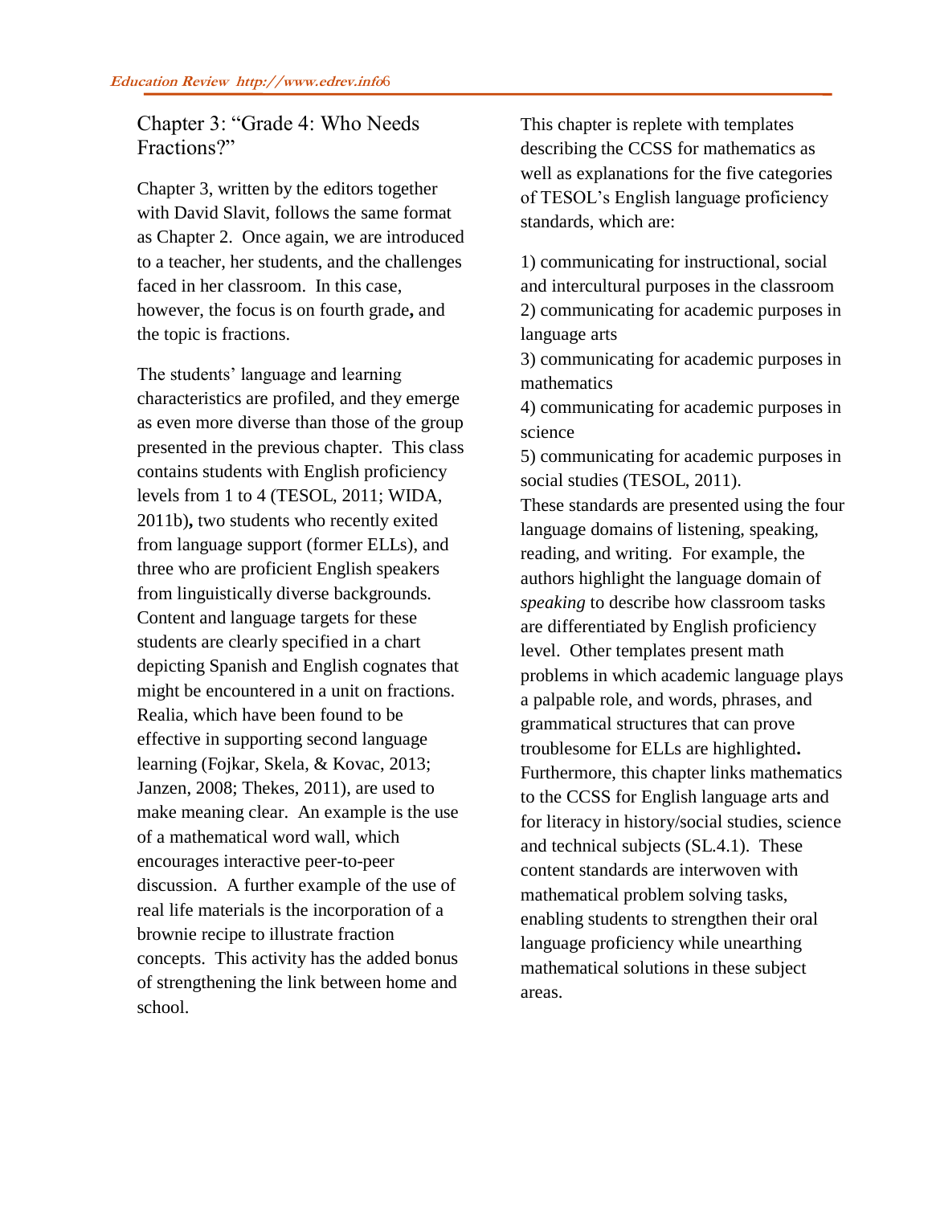## Chapter 3: "Grade 4: Who Needs Fractions?"

Chapter 3, written by the editors together with David Slavit, follows the same format as Chapter 2. Once again, we are introduced to a teacher, her students, and the challenges faced in her classroom. In this case, however, the focus is on fourth grade**,** and the topic is fractions.

The students' language and learning characteristics are profiled, and they emerge as even more diverse than those of the group presented in the previous chapter. This class contains students with English proficiency levels from 1 to 4 (TESOL, 2011; WIDA, 2011b)**,** two students who recently exited from language support (former ELLs), and three who are proficient English speakers from linguistically diverse backgrounds. Content and language targets for these students are clearly specified in a chart depicting Spanish and English cognates that might be encountered in a unit on fractions. Realia, which have been found to be effective in supporting second language learning (Fojkar, Skela, & Kovac, 2013; Janzen, 2008; Thekes, 2011), are used to make meaning clear. An example is the use of a mathematical word wall, which encourages interactive peer-to-peer discussion. A further example of the use of real life materials is the incorporation of a brownie recipe to illustrate fraction concepts. This activity has the added bonus of strengthening the link between home and school.

This chapter is replete with templates describing the CCSS for mathematics as well as explanations for the five categories of TESOL's English language proficiency standards, which are:

1) communicating for instructional, social and intercultural purposes in the classroom
2) communicating for academic purposes in language arts
3) communicating for academic purposes in mathematics
4) communicating for academic purposes in science
5) communicating for academic purposes in social studies (TESOL, 2011).

These standards are presented using the four language domains of listening, speaking, reading, and writing. For example, the authors highlight the language domain of *speaking* to describe how classroom tasks are differentiated by English proficiency level. Other templates present math problems in which academic language plays a palpable role, and words, phrases, and grammatical structures that can prove troublesome for ELLs are highlighted**.** Furthermore, this chapter links mathematics to the CCSS for English language arts and for literacy in history/social studies, science and technical subjects (SL.4.1). These content standards are interwoven with mathematical problem solving tasks, enabling students to strengthen their oral language proficiency while unearthing mathematical solutions in these subject areas.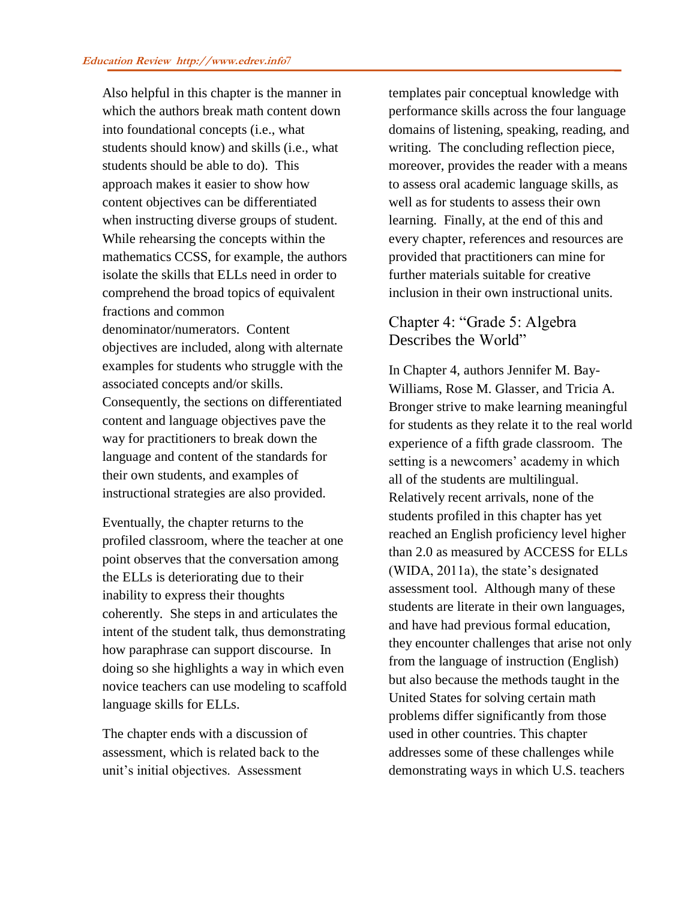Also helpful in this chapter is the manner in which the authors break math content down into foundational concepts (i.e., what students should know) and skills (i.e., what students should be able to do). This approach makes it easier to show how content objectives can be differentiated when instructing diverse groups of student. While rehearsing the concepts within the mathematics CCSS, for example, the authors isolate the skills that ELLs need in order to comprehend the broad topics of equivalent fractions and common denominator/numerators. Content objectives are included, along with alternate examples for students who struggle with the associated concepts and/or skills. Consequently, the sections on differentiated content and language objectives pave the way for practitioners to break down the language and content of the standards for their own students, and examples of instructional strategies are also provided.

Eventually, the chapter returns to the profiled classroom, where the teacher at one point observes that the conversation among the ELLs is deteriorating due to their inability to express their thoughts coherently. She steps in and articulates the intent of the student talk, thus demonstrating how paraphrase can support discourse. In doing so she highlights a way in which even novice teachers can use modeling to scaffold language skills for ELLs.

The chapter ends with a discussion of assessment, which is related back to the unit's initial objectives. Assessment templates pair conceptual knowledge with performance skills across the four language domains of listening, speaking, reading, and writing. The concluding reflection piece, moreover, provides the reader with a means to assess oral academic language skills, as well as for students to assess their own learning. Finally, at the end of this and every chapter, references and resources are provided that practitioners can mine for further materials suitable for creative inclusion in their own instructional units.

## Chapter 4: "Grade 5: Algebra Describes the World"

In Chapter 4, authors Jennifer M. Bay-Williams, Rose M. Glasser, and Tricia A. Bronger strive to make learning meaningful for students as they relate it to the real world experience of a fifth grade classroom. The setting is a newcomers' academy in which all of the students are multilingual. Relatively recent arrivals, none of the students profiled in this chapter has yet reached an English proficiency level higher than 2.0 as measured by ACCESS for ELLs (WIDA, 2011a), the state's designated assessment tool. Although many of these students are literate in their own languages, and have had previous formal education, they encounter challenges that arise not only from the language of instruction (English) but also because the methods taught in the United States for solving certain math problems differ significantly from those used in other countries. This chapter addresses some of these challenges while demonstrating ways in which U.S. teachers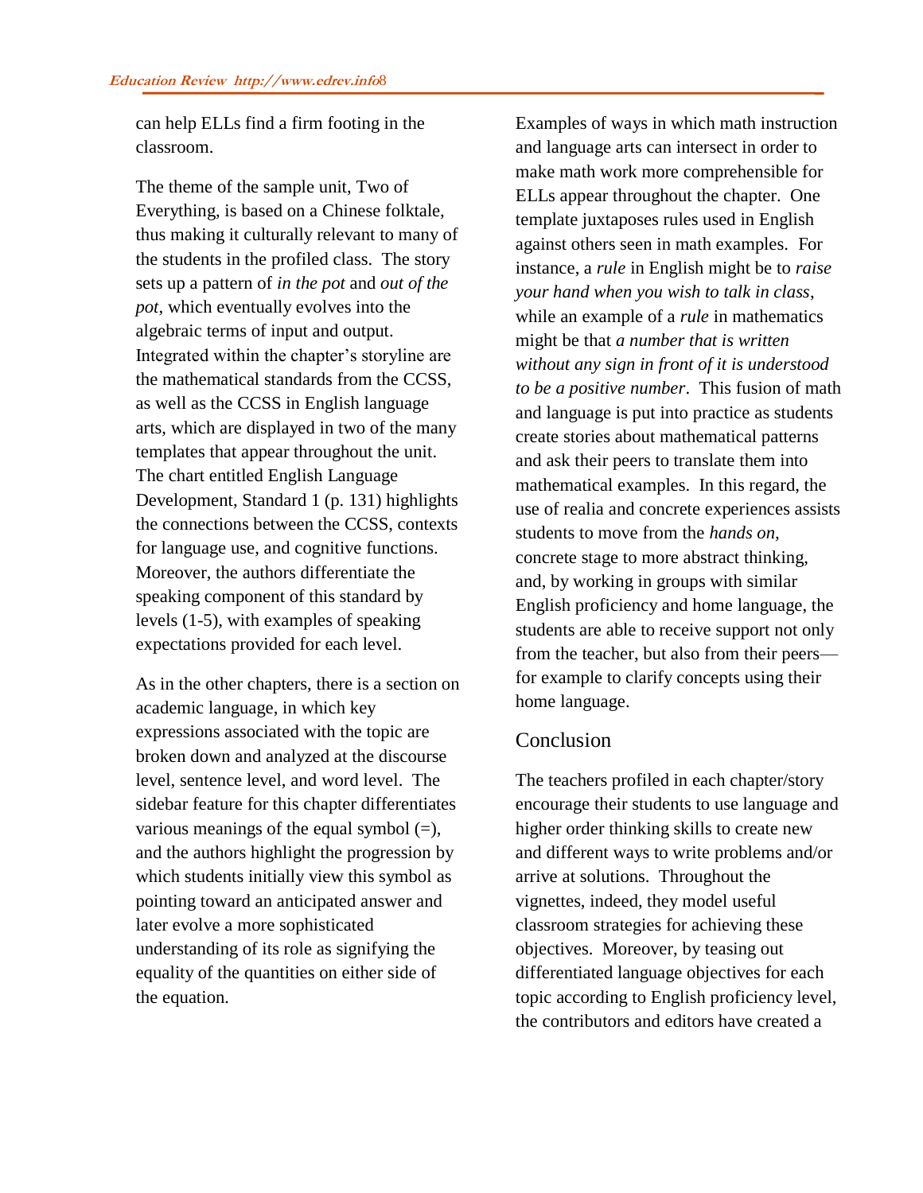can help ELLs find a firm footing in the classroom.

The theme of the sample unit, Two of Everything, is based on a Chinese folktale, thus making it culturally relevant to many of the students in the profiled class. The story sets up a pattern of *in the pot* and *out of the pot*, which eventually evolves into the algebraic terms of input and output. Integrated within the chapter's storyline are the mathematical standards from the CCSS, as well as the CCSS in English language arts, which are displayed in two of the many templates that appear throughout the unit. The chart entitled English Language Development, Standard 1 (p. 131) highlights the connections between the CCSS, contexts for language use, and cognitive functions. Moreover, the authors differentiate the speaking component of this standard by levels (1-5), with examples of speaking expectations provided for each level.

As in the other chapters, there is a section on academic language, in which key expressions associated with the topic are broken down and analyzed at the discourse level, sentence level, and word level. The sidebar feature for this chapter differentiates various meanings of the equal symbol (=), and the authors highlight the progression by which students initially view this symbol as pointing toward an anticipated answer and later evolve a more sophisticated understanding of its role as signifying the equality of the quantities on either side of the equation.

Examples of ways in which math instruction and language arts can intersect in order to make math work more comprehensible for ELLs appear throughout the chapter. One template juxtaposes rules used in English against others seen in math examples. For instance, a *rule* in English might be to *raise your hand when you wish to talk in class*, while an example of a *rule* in mathematics might be that *a number that is written without any sign in front of it is understood to be a positive number*. This fusion of math and language is put into practice as students create stories about mathematical patterns and ask their peers to translate them into mathematical examples. In this regard, the use of realia and concrete experiences assists students to move from the *hands on*, concrete stage to more abstract thinking, and, by working in groups with similar English proficiency and home language, the students are able to receive support not only from the teacher, but also from their peers—for example to clarify concepts using their home language.

## Conclusion

The teachers profiled in each chapter/story encourage their students to use language and higher order thinking skills to create new and different ways to write problems and/or arrive at solutions. Throughout the vignettes, indeed, they model useful classroom strategies for achieving these objectives. Moreover, by teasing out differentiated language objectives for each topic according to English proficiency level, the contributors and editors have created a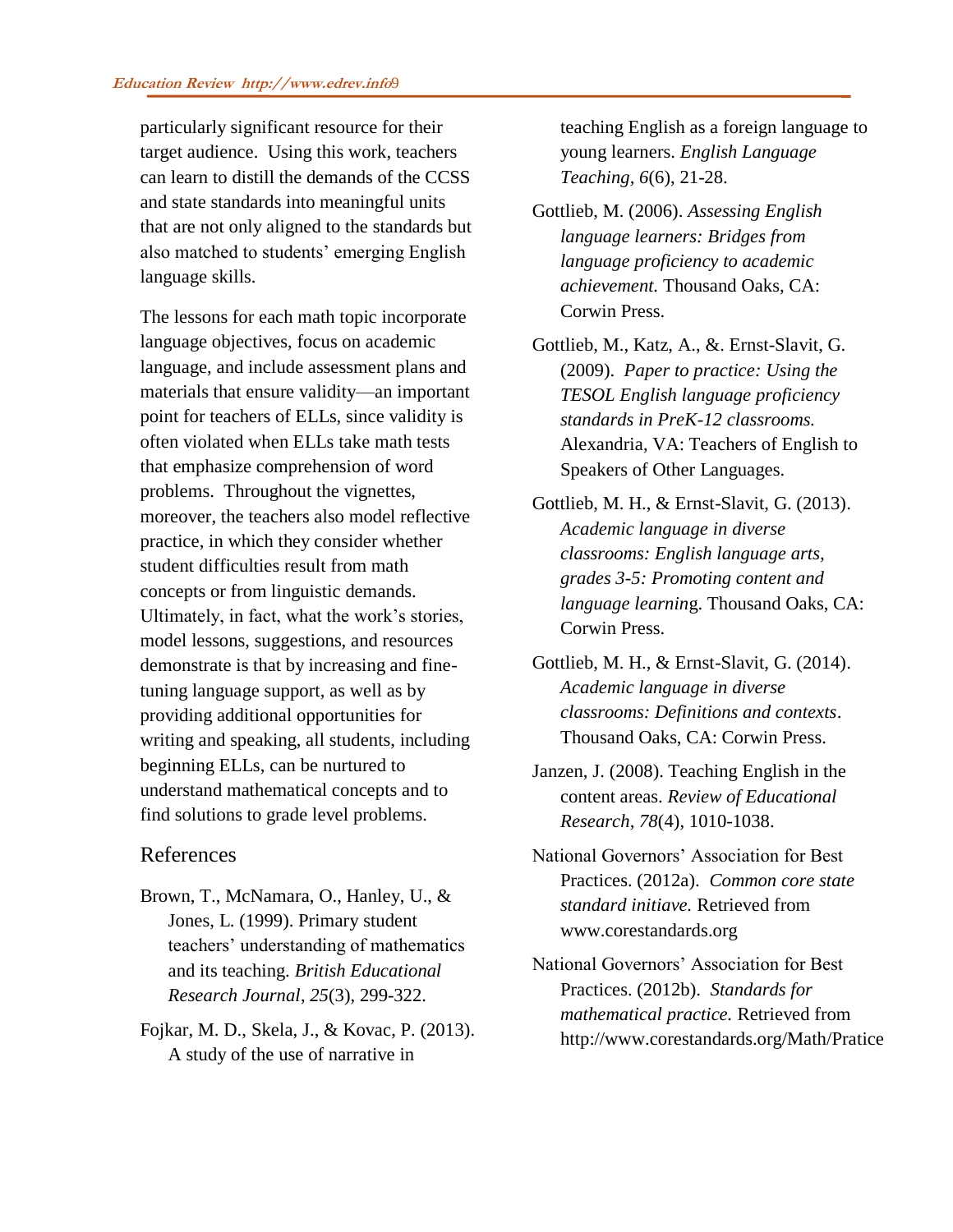particularly significant resource for their target audience. Using this work, teachers can learn to distill the demands of the CCSS and state standards into meaningful units that are not only aligned to the standards but also matched to students' emerging English language skills.

The lessons for each math topic incorporate language objectives, focus on academic language, and include assessment plans and materials that ensure validity—an important point for teachers of ELLs, since validity is often violated when ELLs take math tests that emphasize comprehension of word problems. Throughout the vignettes, moreover, the teachers also model reflective practice, in which they consider whether student difficulties result from math concepts or from linguistic demands. Ultimately, in fact, what the work's stories, model lessons, suggestions, and resources demonstrate is that by increasing and fine-tuning language support, as well as by providing additional opportunities for writing and speaking, all students, including beginning ELLs, can be nurtured to understand mathematical concepts and to find solutions to grade level problems.

## References

Brown, T., McNamara, O., Hanley, U., & Jones, L. (1999). Primary student teachers' understanding of mathematics and its teaching. *British Educational Research Journal*, *25*(3), 299-322.

Fojkar, M. D., Skela, J., & Kovac, P. (2013). A study of the use of narrative in teaching English as a foreign language to young learners. *English Language Teaching, 6*(6), 21-28.

Gottlieb, M. (2006). *Assessing English language learners: Bridges from language proficiency to academic achievement.* Thousand Oaks, CA: Corwin Press.

Gottlieb, M., Katz, A., &. Ernst-Slavit, G. (2009). *Paper to practice: Using the TESOL English language proficiency standards in PreK-12 classrooms.* Alexandria, VA: Teachers of English to Speakers of Other Languages.

Gottlieb, M. H., & Ernst-Slavit, G. (2013). *Academic language in diverse classrooms: English language arts, grades 3-5: Promoting content and language learnin*g. Thousand Oaks, CA: Corwin Press.

Gottlieb, M. H., & Ernst-Slavit, G. (2014). *Academic language in diverse classrooms: Definitions and contexts*. Thousand Oaks, CA: Corwin Press.

Janzen, J. (2008). Teaching English in the content areas. *Review of Educational Research*, *78*(4), 1010-1038.

National Governors' Association for Best Practices. (2012a). *Common core state standard initiave.* Retrieved from www.corestandards.org

National Governors' Association for Best Practices. (2012b). *Standards for mathematical practice.* Retrieved from http://www.corestandards.org/Math/Pratice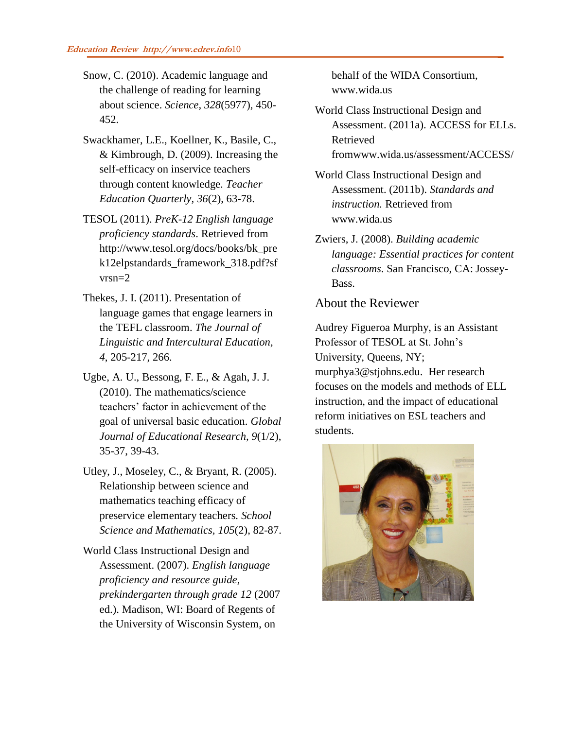Snow, C. (2010). Academic language and the challenge of reading for learning about science. *Science*, *328*(5977), 450-452.

Swackhamer, L.E., Koellner, K., Basile, C., & Kimbrough, D. (2009). Increasing the self-efficacy on inservice teachers through content knowledge. *Teacher Education Quarterly*, *36*(2), 63-78.

TESOL (2011). *PreK-12 English language proficiency standards*. Retrieved from http://www.tesol.org/docs/books/bk_prek12elpstandards_framework_318.pdf?sfvrsn=2

Thekes, J. I. (2011). Presentation of language games that engage learners in the TEFL classroom. *The Journal of Linguistic and Intercultural Education*, *4*, 205-217, 266.

Ugbe, A. U., Bessong, F. E., & Agah, J. J. (2010). The mathematics/science teachers' factor in achievement of the goal of universal basic education. *Global Journal of Educational Research*, *9*(1/2), 35-37, 39-43.

Utley, J., Moseley, C., & Bryant, R. (2005). Relationship between science and mathematics teaching efficacy of preservice elementary teachers. *School Science and Mathematics*, *105*(2), 82-87.

World Class Instructional Design and Assessment. (2007). *English language proficiency and resource guide, prekindergarten through grade 12* (2007 ed.). Madison, WI: Board of Regents of the University of Wisconsin System, on behalf of the WIDA Consortium, www.wida.us

World Class Instructional Design and Assessment. (2011a). ACCESS for ELLs. Retrieved fromwww.wida.us/assessment/ACCESS/

World Class Instructional Design and Assessment. (2011b). *Standards and instruction.* Retrieved from www.wida.us

Zwiers, J. (2008). *Building academic language: Essential practices for content classrooms.* San Francisco, CA: Jossey-Bass.

## About the Reviewer

Audrey Figueroa Murphy, is an Assistant Professor of TESOL at St. John's University, Queens, NY; murphya3@stjohns.edu. Her research focuses on the models and methods of ELL instruction, and the impact of educational reform initiatives on ESL teachers and students.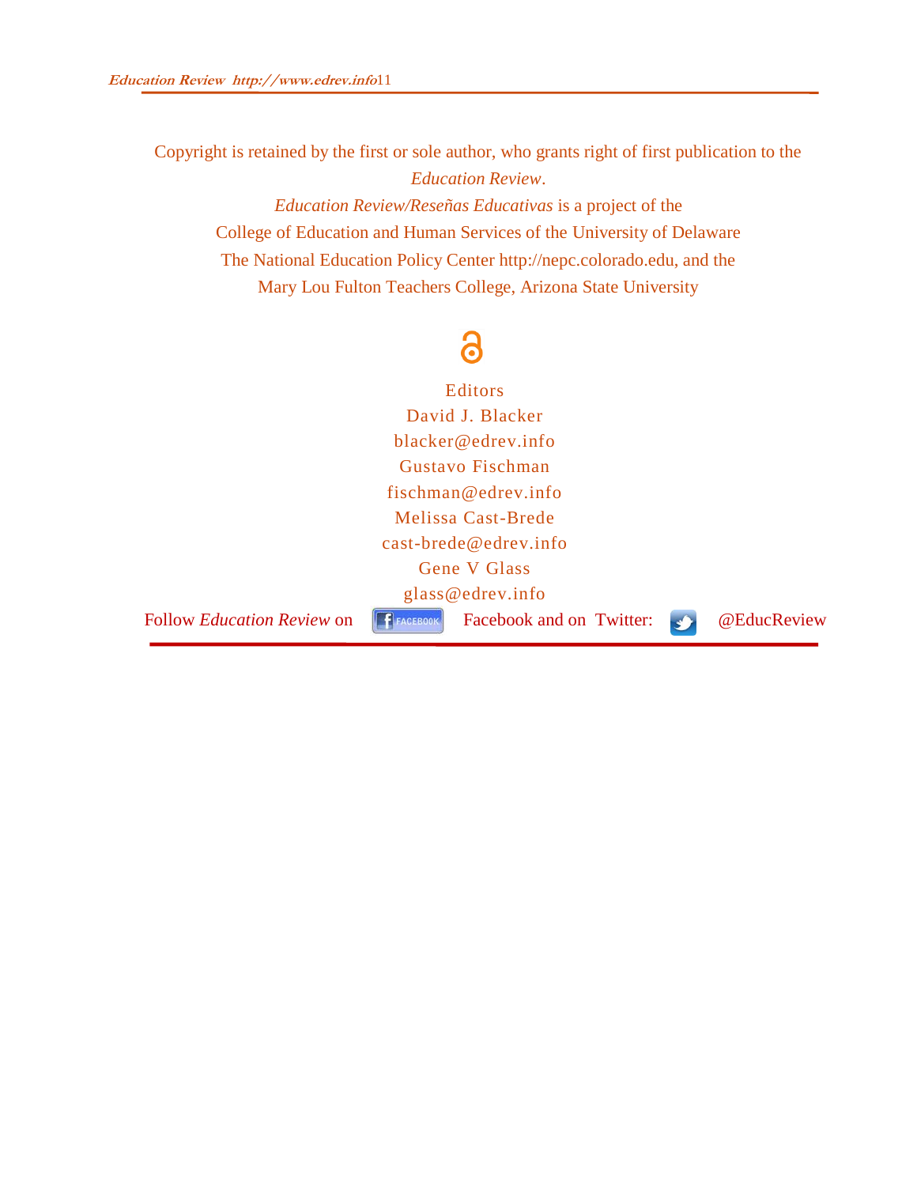Copyright is retained by the first or sole author, who grants right of first publication to the *Education Review*.

*Education Review/Reseñas Educativas* is a project of the
College of Education and Human Services of the University of Delaware
The National Education Policy Center http://nepc.colorado.edu, and the
Mary Lou Fulton Teachers College, Arizona State University

Editors
David J. Blacker
blacker@edrev.info
Gustavo Fischman
fischman@edrev.info
Melissa Cast-Brede
cast-brede@edrev.info
Gene V Glass
glass@edrev.info

Follow *Education Review* on Facebook and on Twitter: @EducReview